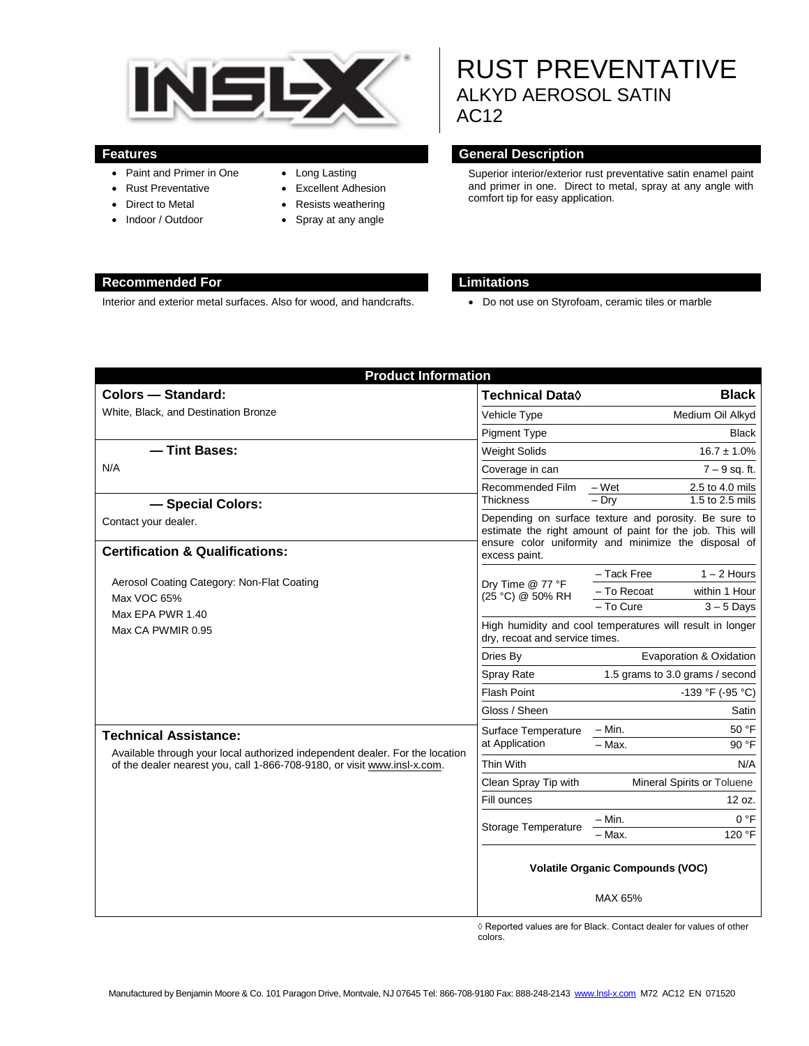# RUST PREVENTATIVE

## ALKYD AEROSOL SATIN

## AC12

## Features

- Paint and Primer in One
- Rust Preventative
- Direct to Metal
- Indoor / Outdoor
- Long Lasting
- Excellent Adhesion
- Resists weathering
- Spray at any angle

## General Description

Superior interior/exterior rust preventative satin enamel paint and primer in one. Direct to metal, spray at any angle with comfort tip for easy application.

## Recommended For

Interior and exterior metal surfaces. Also for wood, and handcrafts.

## Limitations

- Do not use on Styrofoam, ceramic tiles or marble

## Product Information

### Colors — Standard:

White, Black, and Destination Bronze

### — Tint Bases:

N/A

### — Special Colors:

Contact your dealer.

### Certification & Qualifications:

Aerosol Coating Category: Non-Flat Coating
Max VOC 65%
Max EPA PWR 1.40
Max CA PWMIR 0.95

### Technical Assistance:

Available through your local authorized independent dealer. For the location of the dealer nearest you, call 1-866-708-9180, or visit www.insl-x.com.

| Technical Data◊ | | Black |
|---|---|---|
| Vehicle Type | | Medium Oil Alkyd |
| Pigment Type | | Black |
| Weight Solids | | 16.7 ± 1.0% |
| Coverage in can | | 7 – 9 sq. ft. |
| Recommended Film Thickness | – Wet | 2.5 to 4.0 mils |
| | – Dry | 1.5 to 2.5 mils |
| Depending on surface texture and porosity. Be sure to estimate the right amount of paint for the job. This will ensure color uniformity and minimize the disposal of excess paint. | | |
| Dry Time @ 77 °F (25 °C) @ 50% RH | – Tack Free | 1 – 2 Hours |
| | – To Recoat | within 1 Hour |
| | – To Cure | 3 – 5 Days |
| High humidity and cool temperatures will result in longer dry, recoat and service times. | | |
| Dries By | | Evaporation & Oxidation |
| Spray Rate | | 1.5 grams to 3.0 grams / second |
| Flash Point | | -139 °F (-95 °C) |
| Gloss / Sheen | | Satin |
| Surface Temperature at Application | – Min. | 50 °F |
| | – Max. | 90 °F |
| Thin With | | N/A |
| Clean Spray Tip with | | Mineral Spirits or Toluene |
| Fill ounces | | 12 oz. |
| Storage Temperature | – Min. | 0 °F |
| | – Max. | 120 °F |

**Volatile Organic Compounds (VOC)**

MAX 65%

◊ Reported values are for Black. Contact dealer for values of other colors.

Manufactured by Benjamin Moore & Co. 101 Paragon Drive, Montvale, NJ 07645 Tel: 866-708-9180 Fax: 888-248-2143 www.Insl-x.com M72 AC12 EN 071520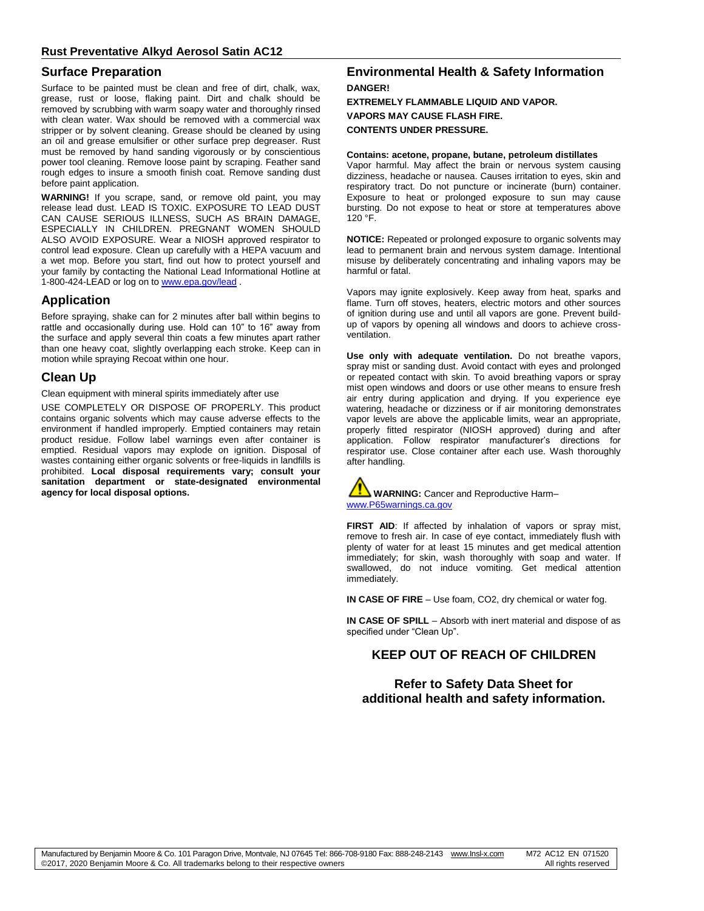**Rust Preventative Alkyd Aerosol Satin AC12**

## Surface Preparation

Surface to be painted must be clean and free of dirt, chalk, wax, grease, rust or loose, flaking paint. Dirt and chalk should be removed by scrubbing with warm soapy water and thoroughly rinsed with clean water. Wax should be removed with a commercial wax stripper or by solvent cleaning. Grease should be cleaned by using an oil and grease emulsifier or other surface prep degreaser. Rust must be removed by hand sanding vigorously or by conscientious power tool cleaning. Remove loose paint by scraping. Feather sand rough edges to insure a smooth finish coat. Remove sanding dust before paint application.

**WARNING!** If you scrape, sand, or remove old paint, you may release lead dust. LEAD IS TOXIC. EXPOSURE TO LEAD DUST CAN CAUSE SERIOUS ILLNESS, SUCH AS BRAIN DAMAGE, ESPECIALLY IN CHILDREN. PREGNANT WOMEN SHOULD ALSO AVOID EXPOSURE. Wear a NIOSH approved respirator to control lead exposure. Clean up carefully with a HEPA vacuum and a wet mop. Before you start, find out how to protect yourself and your family by contacting the National Lead Informational Hotline at 1-800-424-LEAD or log on to www.epa.gov/lead .

## Application

Before spraying, shake can for 2 minutes after ball within begins to rattle and occasionally during use. Hold can 10" to 16" away from the surface and apply several thin coats a few minutes apart rather than one heavy coat, slightly overlapping each stroke. Keep can in motion while spraying Recoat within one hour.

## Clean Up

Clean equipment with mineral spirits immediately after use

USE COMPLETELY OR DISPOSE OF PROPERLY. This product contains organic solvents which may cause adverse effects to the environment if handled improperly. Emptied containers may retain product residue. Follow label warnings even after container is emptied. Residual vapors may explode on ignition. Disposal of wastes containing either organic solvents or free-liquids in landfills is prohibited. **Local disposal requirements vary; consult your sanitation department or state-designated environmental agency for local disposal options.**

## Environmental Health & Safety Information

**DANGER!**

**EXTREMELY FLAMMABLE LIQUID AND VAPOR.**

**VAPORS MAY CAUSE FLASH FIRE.**

**CONTENTS UNDER PRESSURE.**

**Contains: acetone, propane, butane, petroleum distillates**
Vapor harmful. May affect the brain or nervous system causing dizziness, headache or nausea. Causes irritation to eyes, skin and respiratory tract. Do not puncture or incinerate (burn) container. Exposure to heat or prolonged exposure to sun may cause bursting. Do not expose to heat or store at temperatures above 120 °F.

**NOTICE:** Repeated or prolonged exposure to organic solvents may lead to permanent brain and nervous system damage. Intentional misuse by deliberately concentrating and inhaling vapors may be harmful or fatal.

Vapors may ignite explosively. Keep away from heat, sparks and flame. Turn off stoves, heaters, electric motors and other sources of ignition during use and until all vapors are gone. Prevent build-up of vapors by opening all windows and doors to achieve cross-ventilation.

**Use only with adequate ventilation.** Do not breathe vapors, spray mist or sanding dust. Avoid contact with eyes and prolonged or repeated contact with skin. To avoid breathing vapors or spray mist open windows and doors or use other means to ensure fresh air entry during application and drying. If you experience eye watering, headache or dizziness or if air monitoring demonstrates vapor levels are above the applicable limits, wear an appropriate, properly fitted respirator (NIOSH approved) during and after application. Follow respirator manufacturer's directions for respirator use. Close container after each use. Wash thoroughly after handling.

**WARNING:** Cancer and Reproductive Harm– www.P65warnings.ca.gov

**FIRST AID**: If affected by inhalation of vapors or spray mist, remove to fresh air. In case of eye contact, immediately flush with plenty of water for at least 15 minutes and get medical attention immediately; for skin, wash thoroughly with soap and water. If swallowed, do not induce vomiting. Get medical attention immediately.

**IN CASE OF FIRE** – Use foam, $CO_2$, dry chemical or water fog.

**IN CASE OF SPILL** – Absorb with inert material and dispose of as specified under "Clean Up".

**KEEP OUT OF REACH OF CHILDREN**

**Refer to Safety Data Sheet for additional health and safety information.**

Manufactured by Benjamin Moore & Co. 101 Paragon Drive, Montvale, NJ 07645 Tel: 866-708-9180 Fax: 888-248-2143 www.lnsl-x.com M72 AC12 EN 071520
©2017, 2020 Benjamin Moore & Co. All trademarks belong to their respective owners All rights reserved